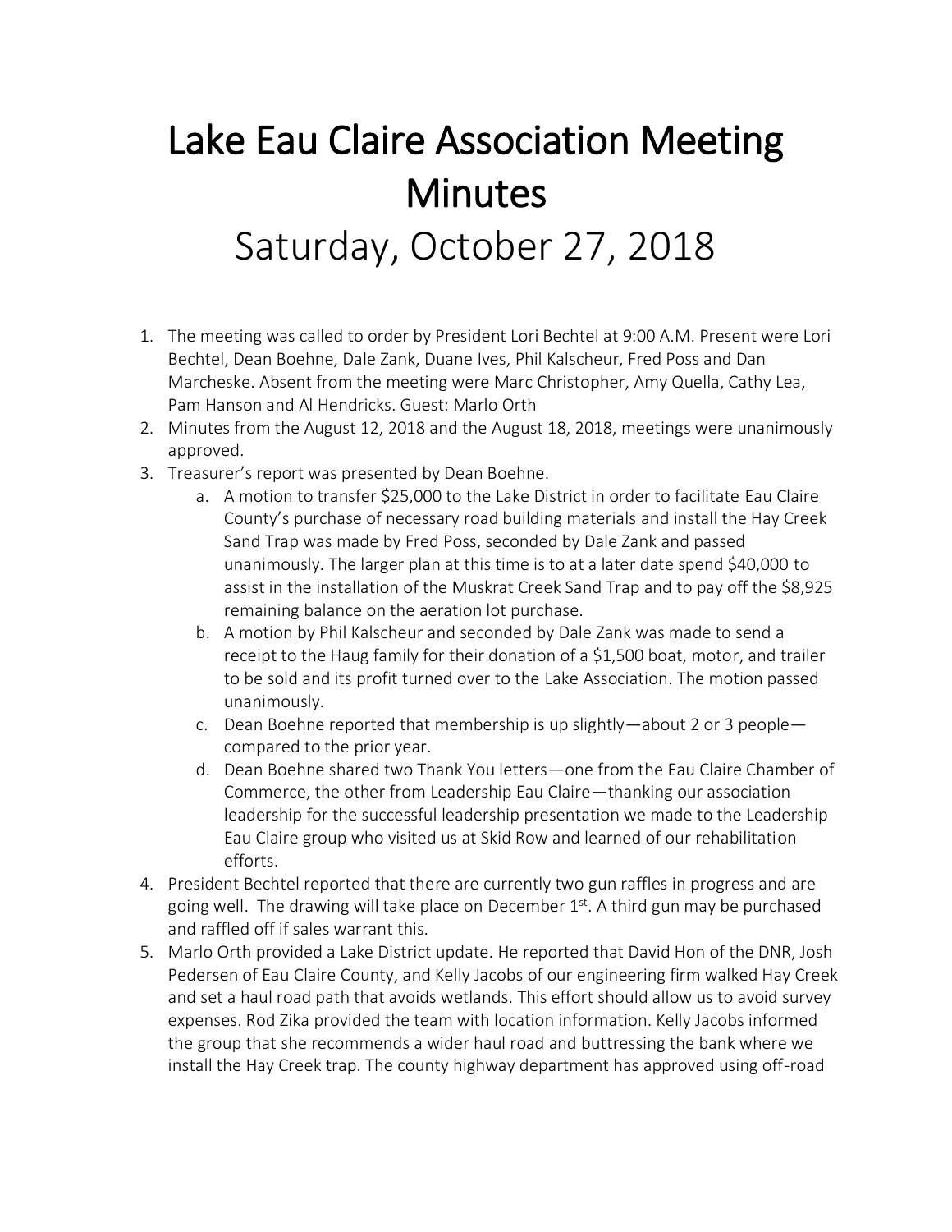# Lake Eau Claire Association Meeting Minutes

## Saturday, October 27, 2018

1. The meeting was called to order by President Lori Bechtel at 9:00 A.M. Present were Lori Bechtel, Dean Boehne, Dale Zank, Duane Ives, Phil Kalscheur, Fred Poss and Dan Marcheske. Absent from the meeting were Marc Christopher, Amy Quella, Cathy Lea, Pam Hanson and Al Hendricks. Guest: Marlo Orth
2. Minutes from the August 12, 2018 and the August 18, 2018, meetings were unanimously approved.
3. Treasurer's report was presented by Dean Boehne.
    a. A motion to transfer $25,000 to the Lake District in order to facilitate Eau Claire County's purchase of necessary road building materials and install the Hay Creek Sand Trap was made by Fred Poss, seconded by Dale Zank and passed unanimously. The larger plan at this time is to at a later date spend $40,000 to assist in the installation of the Muskrat Creek Sand Trap and to pay off the $8,925 remaining balance on the aeration lot purchase.
    b. A motion by Phil Kalscheur and seconded by Dale Zank was made to send a receipt to the Haug family for their donation of a $1,500 boat, motor, and trailer to be sold and its profit turned over to the Lake Association. The motion passed unanimously.
    c. Dean Boehne reported that membership is up slightly—about 2 or 3 people—compared to the prior year.
    d. Dean Boehne shared two Thank You letters—one from the Eau Claire Chamber of Commerce, the other from Leadership Eau Claire—thanking our association leadership for the successful leadership presentation we made to the Leadership Eau Claire group who visited us at Skid Row and learned of our rehabilitation efforts.
4. President Bechtel reported that there are currently two gun raffles in progress and are going well. The drawing will take place on December 1st. A third gun may be purchased and raffled off if sales warrant this.
5. Marlo Orth provided a Lake District update. He reported that David Hon of the DNR, Josh Pedersen of Eau Claire County, and Kelly Jacobs of our engineering firm walked Hay Creek and set a haul road path that avoids wetlands. This effort should allow us to avoid survey expenses. Rod Zika provided the team with location information. Kelly Jacobs informed the group that she recommends a wider haul road and buttressing the bank where we install the Hay Creek trap. The county highway department has approved using off-road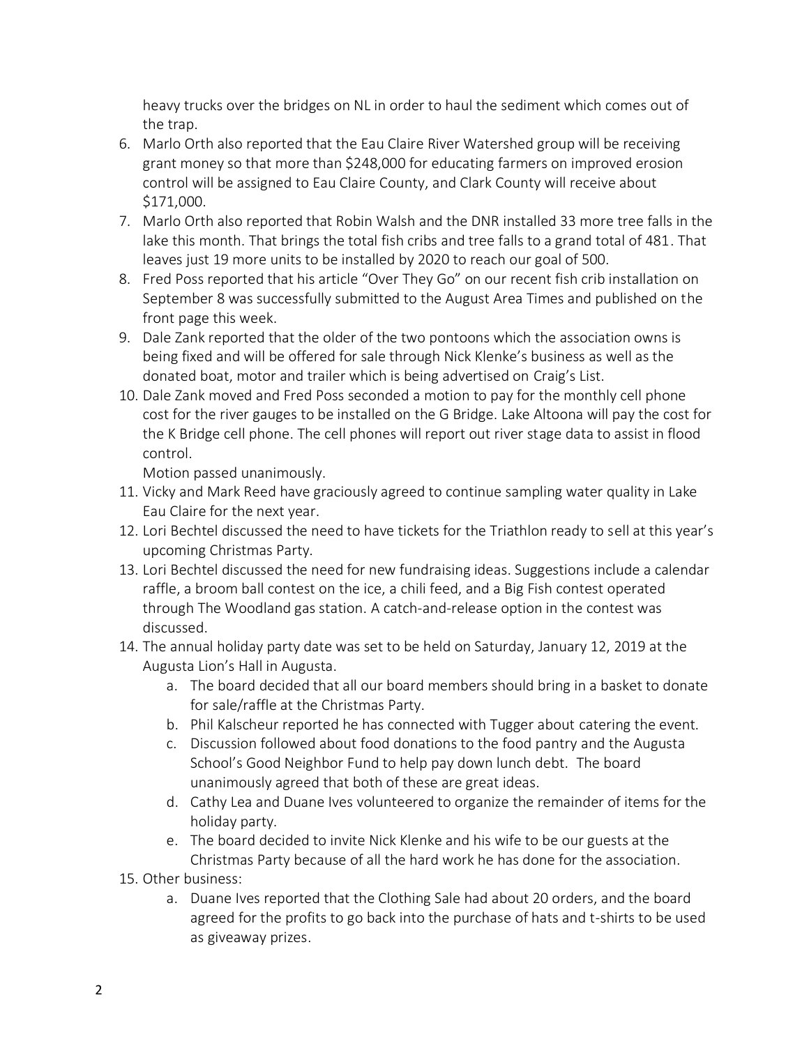heavy trucks over the bridges on NL in order to haul the sediment which comes out of the trap.

6. Marlo Orth also reported that the Eau Claire River Watershed group will be receiving grant money so that more than $248,000 for educating farmers on improved erosion control will be assigned to Eau Claire County, and Clark County will receive about $171,000.
7. Marlo Orth also reported that Robin Walsh and the DNR installed 33 more tree falls in the lake this month. That brings the total fish cribs and tree falls to a grand total of 481. That leaves just 19 more units to be installed by 2020 to reach our goal of 500.
8. Fred Poss reported that his article "Over They Go" on our recent fish crib installation on September 8 was successfully submitted to the August Area Times and published on the front page this week.
9. Dale Zank reported that the older of the two pontoons which the association owns is being fixed and will be offered for sale through Nick Klenke's business as well as the donated boat, motor and trailer which is being advertised on Craig's List.
10. Dale Zank moved and Fred Poss seconded a motion to pay for the monthly cell phone cost for the river gauges to be installed on the G Bridge. Lake Altoona will pay the cost for the K Bridge cell phone. The cell phones will report out river stage data to assist in flood control.
    Motion passed unanimously.
11. Vicky and Mark Reed have graciously agreed to continue sampling water quality in Lake Eau Claire for the next year.
12. Lori Bechtel discussed the need to have tickets for the Triathlon ready to sell at this year's upcoming Christmas Party.
13. Lori Bechtel discussed the need for new fundraising ideas. Suggestions include a calendar raffle, a broom ball contest on the ice, a chili feed, and a Big Fish contest operated through The Woodland gas station. A catch-and-release option in the contest was discussed.
14. The annual holiday party date was set to be held on Saturday, January 12, 2019 at the Augusta Lion's Hall in Augusta.
    a. The board decided that all our board members should bring in a basket to donate for sale/raffle at the Christmas Party.
    b. Phil Kalscheur reported he has connected with Tugger about catering the event.
    c. Discussion followed about food donations to the food pantry and the Augusta School's Good Neighbor Fund to help pay down lunch debt. The board unanimously agreed that both of these are great ideas.
    d. Cathy Lea and Duane Ives volunteered to organize the remainder of items for the holiday party.
    e. The board decided to invite Nick Klenke and his wife to be our guests at the Christmas Party because of all the hard work he has done for the association.
15. Other business:
    a. Duane Ives reported that the Clothing Sale had about 20 orders, and the board agreed for the profits to go back into the purchase of hats and t-shirts to be used as giveaway prizes.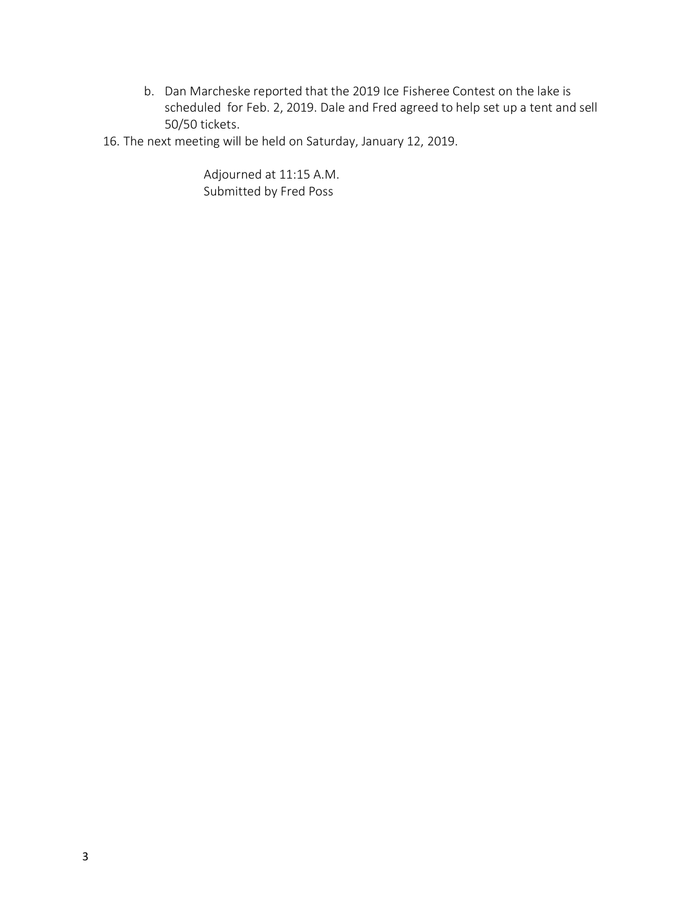b. Dan Marcheske reported that the 2019 Ice Fisheree Contest on the lake is scheduled for Feb. 2, 2019. Dale and Fred agreed to help set up a tent and sell 50/50 tickets.

16. The next meeting will be held on Saturday, January 12, 2019.

Adjourned at 11:15 A.M.
Submitted by Fred Poss